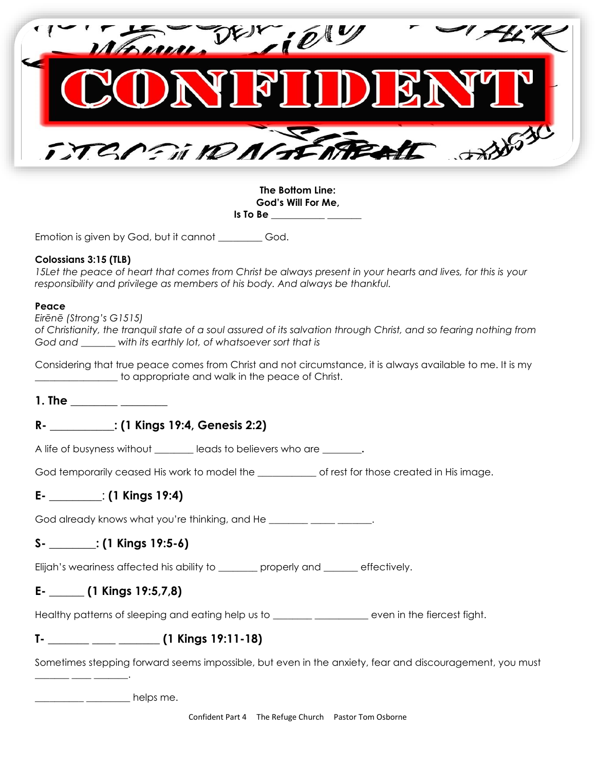# CONFIDENT

**The Bottom Line:**
**God's Will For Me,**
**Is To Be __________ ______**

Emotion is given by God, but it cannot ________ God.

**Colossians 3:15 (TLB)**
*15Let the peace of heart that comes from Christ be always present in your hearts and lives, for this is your responsibility and privilege as members of his body. And always be thankful.*

**Peace**
*Eirēnē (Strong's G1515)*
*of Christianity, the tranquil state of a soul assured of its salvation through Christ, and so fearing nothing from God and ______ with its earthly lot, of whatsoever sort that is*

Considering that true peace comes from Christ and not circumstance, it is always available to me. It is my _______________ to appropriate and walk in the peace of Christ.

## 1. The ________ ________

### R- ___________: (1 Kings 19:4, Genesis 2:2)

A life of busyness without _______ leads to believers who are _______.

God temporarily ceased His work to model the ___________ of rest for those created in His image.

### E- _________: (1 Kings 19:4)

God already knows what you're thinking, and He _______ _____ ______.

### S- ________: (1 Kings 19:5-6)

Elijah's weariness affected his ability to _______ properly and ______ effectively.

### E- ______ (1 Kings 19:5,7,8)

Healthy patterns of sleeping and eating help us to _______ __________ even in the fiercest fight.

### T- _______ ____ _______ (1 Kings 19:11-18)

Sometimes stepping forward seems impossible, but even in the anxiety, fear and discouragement, you must ______ ____ ______.

_________ ________ helps me.

Confident Part 4 The Refuge Church Pastor Tom Osborne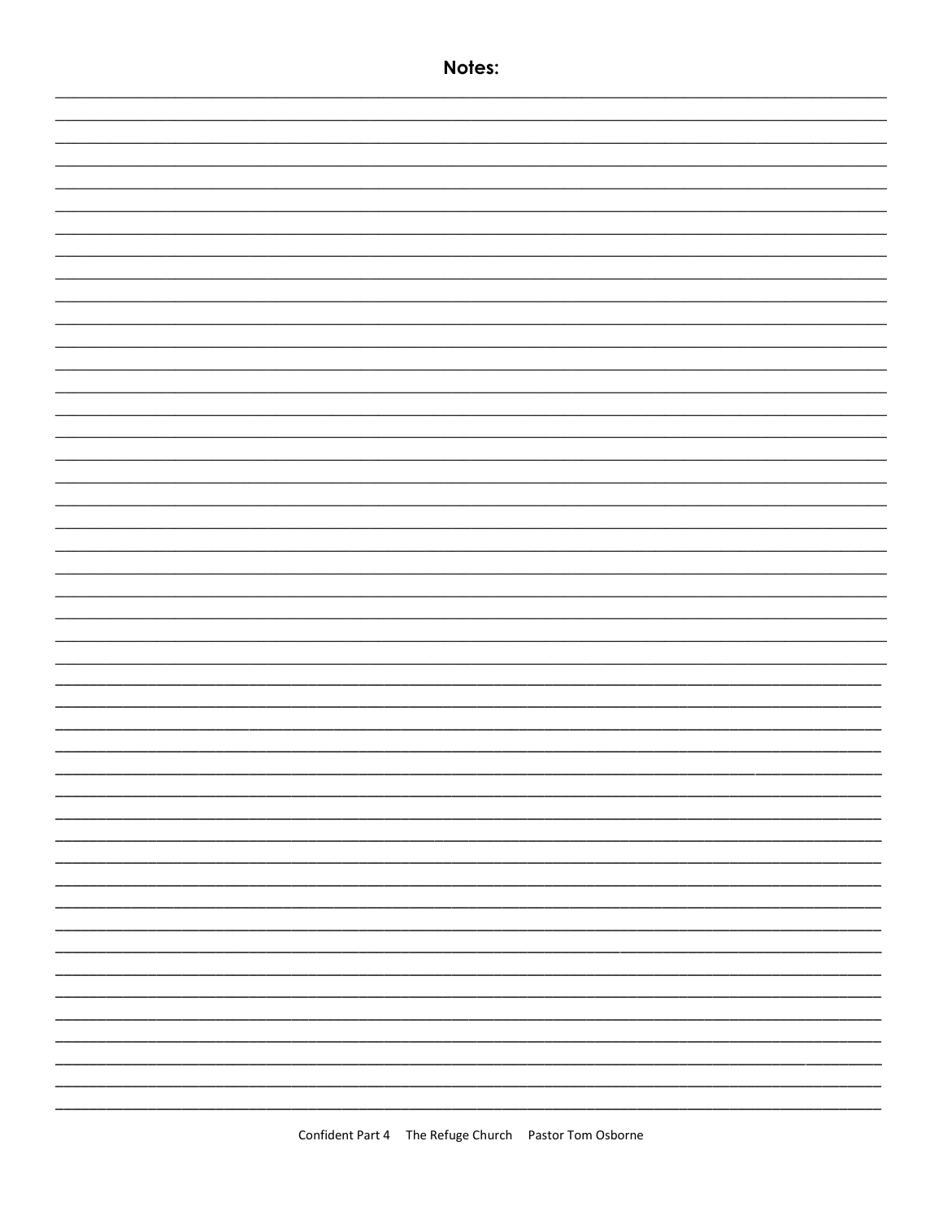**Notes:**